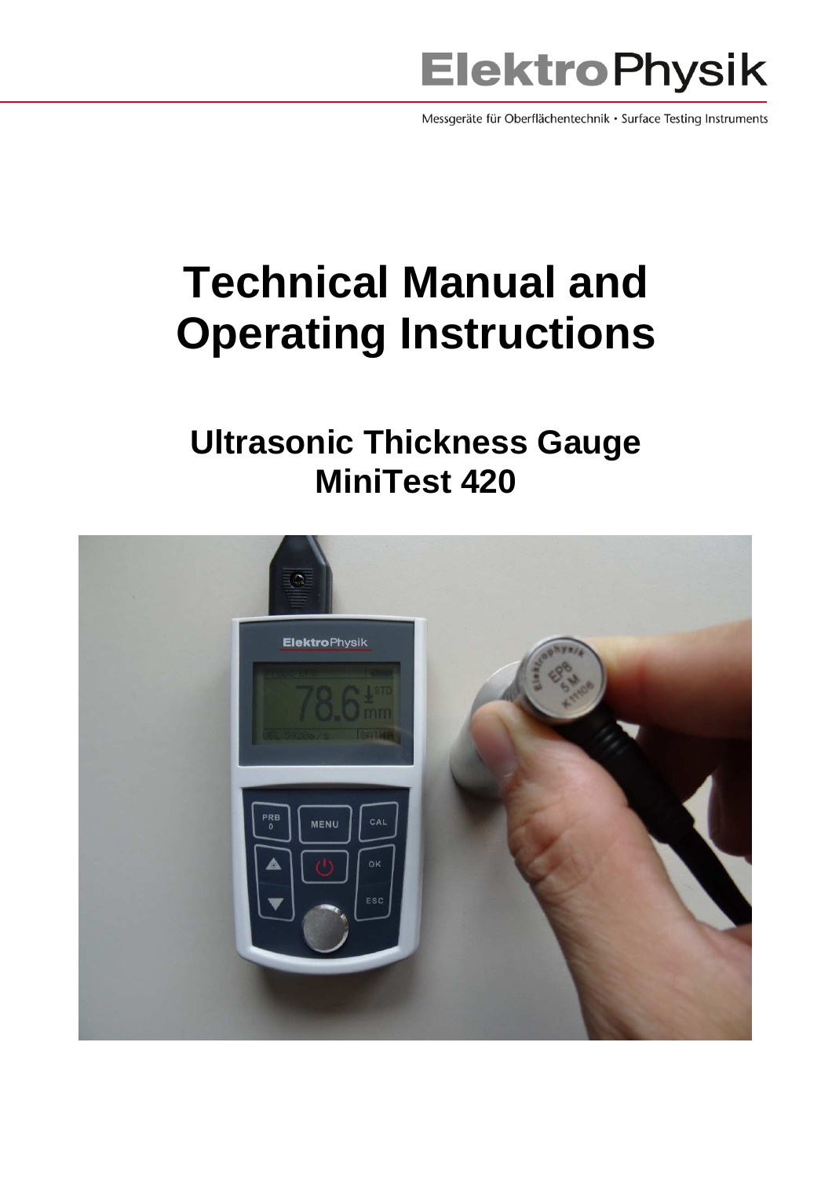ElektroPhysik

Messgeräte für Oberflächentechnik • Surface Testing Instruments

# Technical Manual and Operating Instructions

## Ultrasonic Thickness Gauge MiniTest 420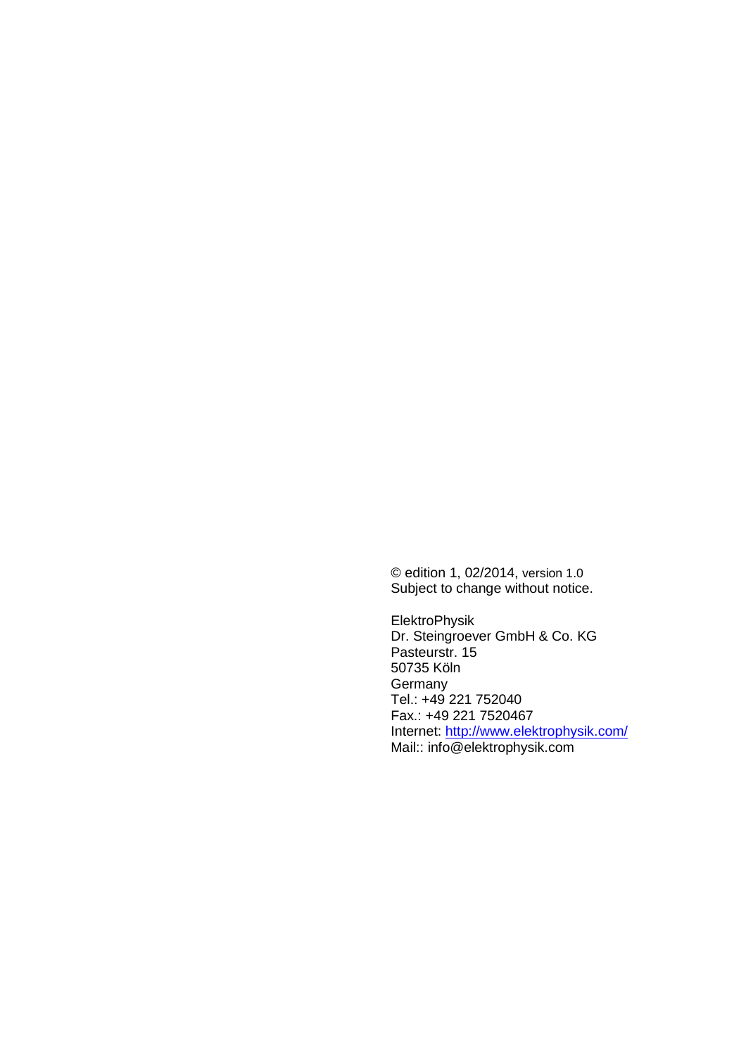© edition 1, 02/2014, version 1.0
Subject to change without notice.

ElektroPhysik
Dr. Steingroever GmbH & Co. KG
Pasteurstr. 15
50735 Köln
Germany
Tel.: +49 221 752040
Fax.: +49 221 7520467
Internet: http://www.elektrophysik.com/
Mail:: info@elektrophysik.com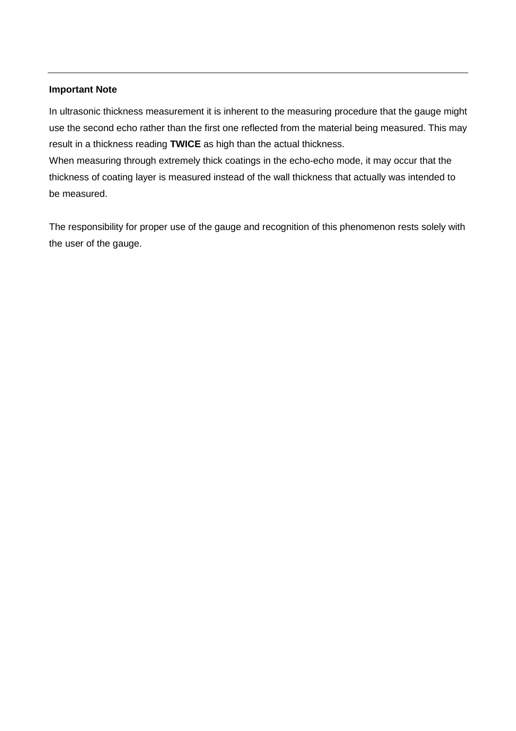---

**Important Note**

In ultrasonic thickness measurement it is inherent to the measuring procedure that the gauge might use the second echo rather than the first one reflected from the material being measured. This may result in a thickness reading **TWICE** as high than the actual thickness.
When measuring through extremely thick coatings in the echo-echo mode, it may occur that the thickness of coating layer is measured instead of the wall thickness that actually was intended to be measured.

The responsibility for proper use of the gauge and recognition of this phenomenon rests solely with the user of the gauge.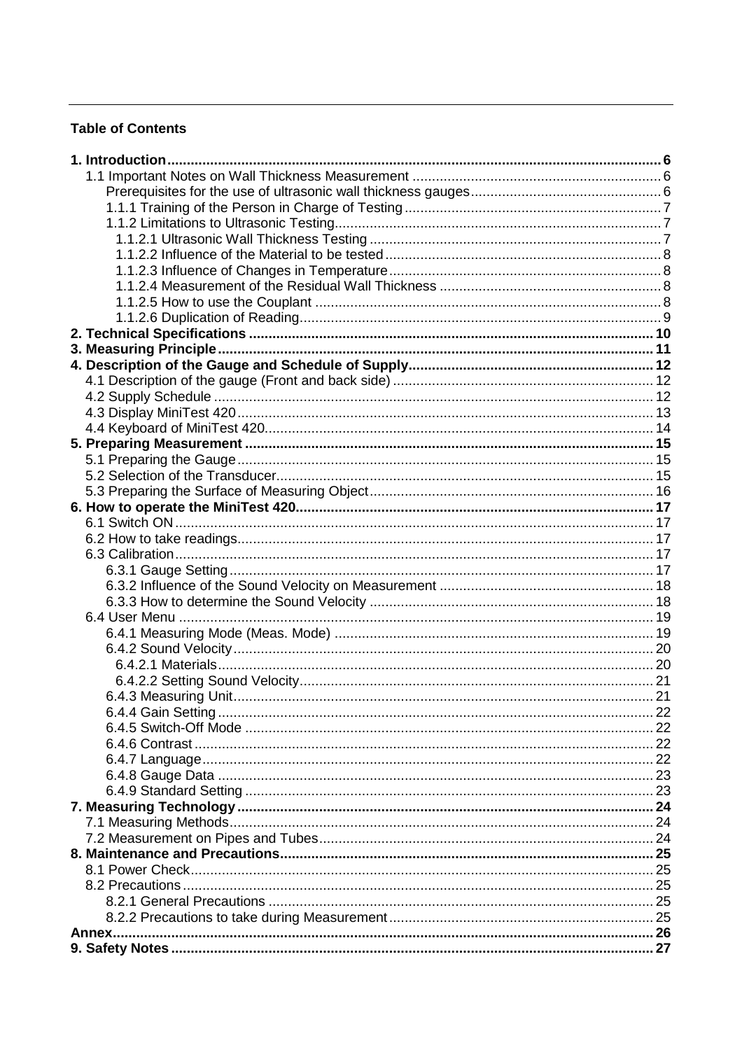**Table of Contents**

**1. Introduction** ..... 6
- 1.1 Important Notes on Wall Thickness Measurement ..... 6
  - Prerequisites for the use of ultrasonic wall thickness gauges ..... 6
  - 1.1.1 Training of the Person in Charge of Testing ..... 7
  - 1.1.2 Limitations to Ultrasonic Testing ..... 7
    - 1.1.2.1 Ultrasonic Wall Thickness Testing ..... 7
    - 1.1.2.2 Influence of the Material to be tested ..... 8
    - 1.1.2.3 Influence of Changes in Temperature ..... 8
    - 1.1.2.4 Measurement of the Residual Wall Thickness ..... 8
    - 1.1.2.5 How to use the Couplant ..... 8
    - 1.1.2.6 Duplication of Reading ..... 9

**2. Technical Specifications** ..... 10

**3. Measuring Principle** ..... 11

**4. Description of the Gauge and Schedule of Supply** ..... 12
- 4.1 Description of the gauge (Front and back side) ..... 12
- 4.2 Supply Schedule ..... 12
- 4.3 Display MiniTest 420 ..... 13
- 4.4 Keyboard of MiniTest 420 ..... 14

**5. Preparing Measurement** ..... 15
- 5.1 Preparing the Gauge ..... 15
- 5.2 Selection of the Transducer ..... 15
- 5.3 Preparing the Surface of Measuring Object ..... 16

**6. How to operate the MiniTest 420** ..... 17
- 6.1 Switch ON ..... 17
- 6.2 How to take readings ..... 17
- 6.3 Calibration ..... 17
  - 6.3.1 Gauge Setting ..... 17
  - 6.3.2 Influence of the Sound Velocity on Measurement ..... 18
  - 6.3.3 How to determine the Sound Velocity ..... 18
- 6.4 User Menu ..... 19
  - 6.4.1 Measuring Mode (Meas. Mode) ..... 19
  - 6.4.2 Sound Velocity ..... 20
    - 6.4.2.1 Materials ..... 20
    - 6.4.2.2 Setting Sound Velocity ..... 21
  - 6.4.3 Measuring Unit ..... 21
  - 6.4.4 Gain Setting ..... 22
  - 6.4.5 Switch-Off Mode ..... 22
  - 6.4.6 Contrast ..... 22
  - 6.4.7 Language ..... 22
  - 6.4.8 Gauge Data ..... 23
  - 6.4.9 Standard Setting ..... 23

**7. Measuring Technology** ..... 24
- 7.1 Measuring Methods ..... 24
- 7.2 Measurement on Pipes and Tubes ..... 24

**8. Maintenance and Precautions** ..... 25
- 8.1 Power Check ..... 25
- 8.2 Precautions ..... 25
  - 8.2.1 General Precautions ..... 25
  - 8.2.2 Precautions to take during Measurement ..... 25

**Annex** ..... 26

**9. Safety Notes** ..... 27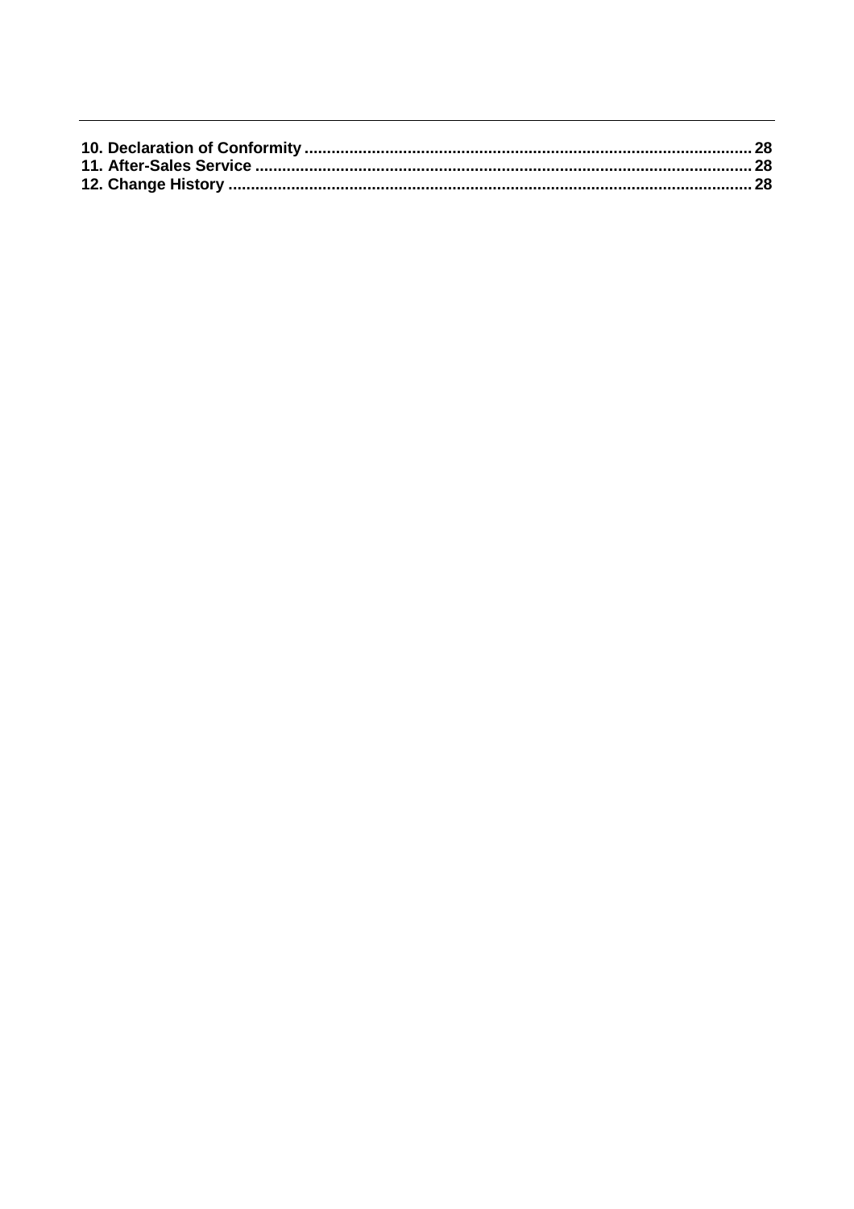**10. Declaration of Conformity ........................................................................................ 28**
**11. After-Sales Service ................................................................................................. 28**
**12. Change History ....................................................................................................... 28**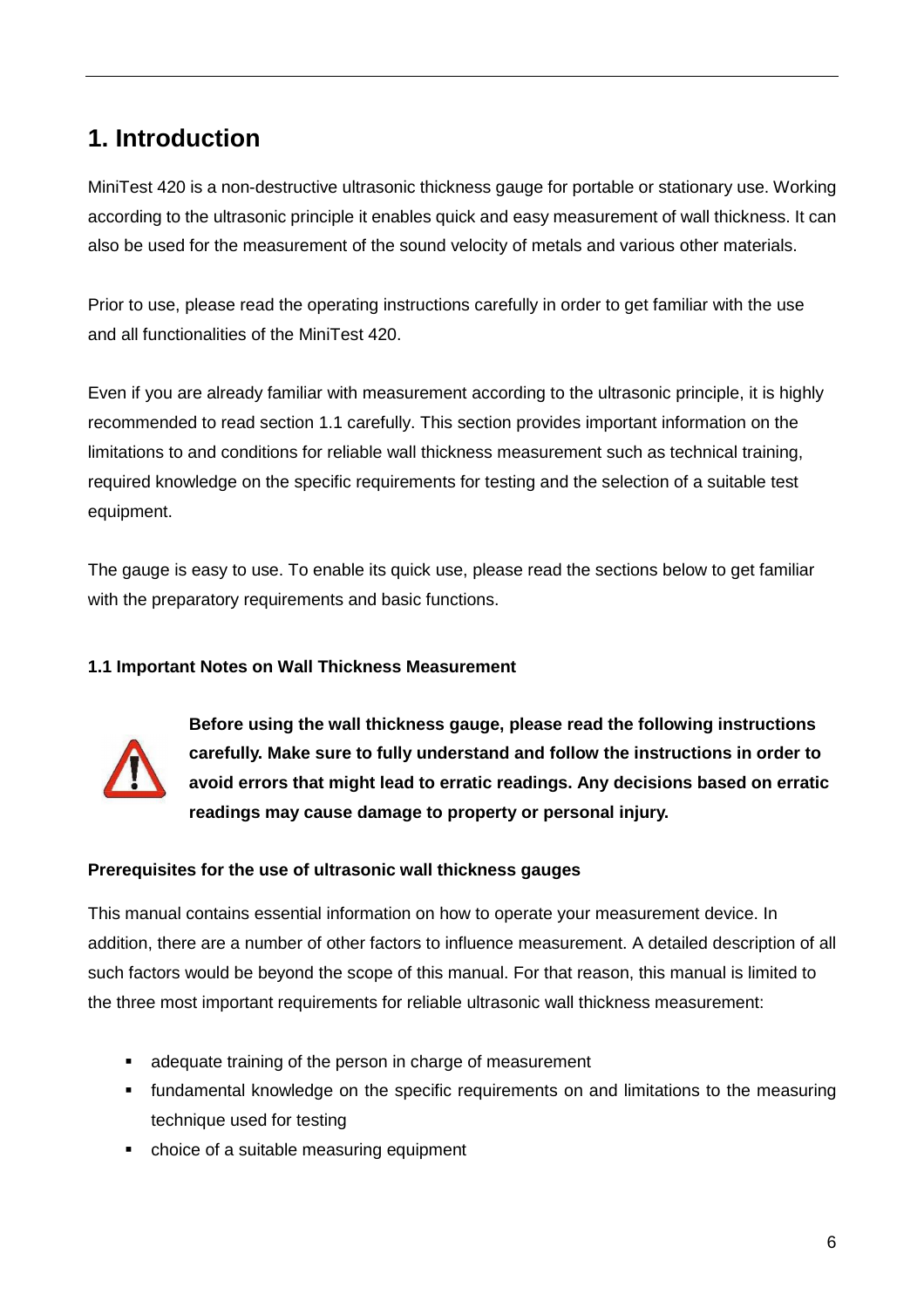# 1. Introduction

MiniTest 420 is a non-destructive ultrasonic thickness gauge for portable or stationary use. Working according to the ultrasonic principle it enables quick and easy measurement of wall thickness. It can also be used for the measurement of the sound velocity of metals and various other materials.

Prior to use, please read the operating instructions carefully in order to get familiar with the use and all functionalities of the MiniTest 420.

Even if you are already familiar with measurement according to the ultrasonic principle, it is highly recommended to read section 1.1 carefully. This section provides important information on the limitations to and conditions for reliable wall thickness measurement such as technical training, required knowledge on the specific requirements for testing and the selection of a suitable test equipment.

The gauge is easy to use. To enable its quick use, please read the sections below to get familiar with the preparatory requirements and basic functions.

### 1.1 Important Notes on Wall Thickness Measurement

**Before using the wall thickness gauge, please read the following instructions carefully. Make sure to fully understand and follow the instructions in order to avoid errors that might lead to erratic readings. Any decisions based on erratic readings may cause damage to property or personal injury.**

#### Prerequisites for the use of ultrasonic wall thickness gauges

This manual contains essential information on how to operate your measurement device. In addition, there are a number of other factors to influence measurement. A detailed description of all such factors would be beyond the scope of this manual. For that reason, this manual is limited to the three most important requirements for reliable ultrasonic wall thickness measurement:

- adequate training of the person in charge of measurement
- fundamental knowledge on the specific requirements on and limitations to the measuring technique used for testing
- choice of a suitable measuring equipment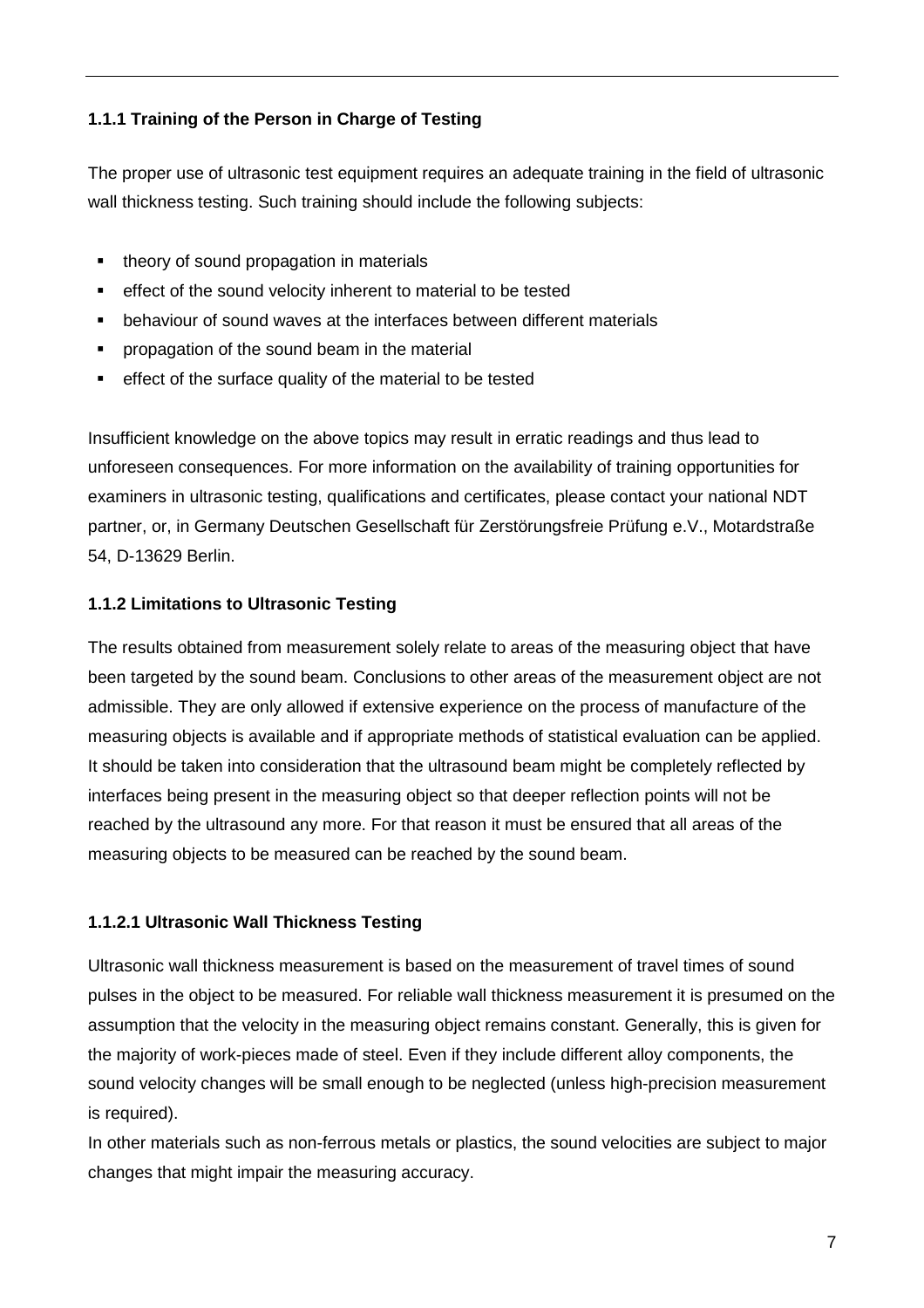### 1.1.1 Training of the Person in Charge of Testing

The proper use of ultrasonic test equipment requires an adequate training in the field of ultrasonic wall thickness testing. Such training should include the following subjects:

- theory of sound propagation in materials
- effect of the sound velocity inherent to material to be tested
- behaviour of sound waves at the interfaces between different materials
- propagation of the sound beam in the material
- effect of the surface quality of the material to be tested

Insufficient knowledge on the above topics may result in erratic readings and thus lead to unforeseen consequences. For more information on the availability of training opportunities for examiners in ultrasonic testing, qualifications and certificates, please contact your national NDT partner, or, in Germany Deutschen Gesellschaft für Zerstörungsfreie Prüfung e.V., Motardstraße 54, D-13629 Berlin.

### 1.1.2 Limitations to Ultrasonic Testing

The results obtained from measurement solely relate to areas of the measuring object that have been targeted by the sound beam. Conclusions to other areas of the measurement object are not admissible. They are only allowed if extensive experience on the process of manufacture of the measuring objects is available and if appropriate methods of statistical evaluation can be applied. It should be taken into consideration that the ultrasound beam might be completely reflected by interfaces being present in the measuring object so that deeper reflection points will not be reached by the ultrasound any more. For that reason it must be ensured that all areas of the measuring objects to be measured can be reached by the sound beam.

#### 1.1.2.1 Ultrasonic Wall Thickness Testing

Ultrasonic wall thickness measurement is based on the measurement of travel times of sound pulses in the object to be measured. For reliable wall thickness measurement it is presumed on the assumption that the velocity in the measuring object remains constant. Generally, this is given for the majority of work-pieces made of steel. Even if they include different alloy components, the sound velocity changes will be small enough to be neglected (unless high-precision measurement is required).

In other materials such as non-ferrous metals or plastics, the sound velocities are subject to major changes that might impair the measuring accuracy.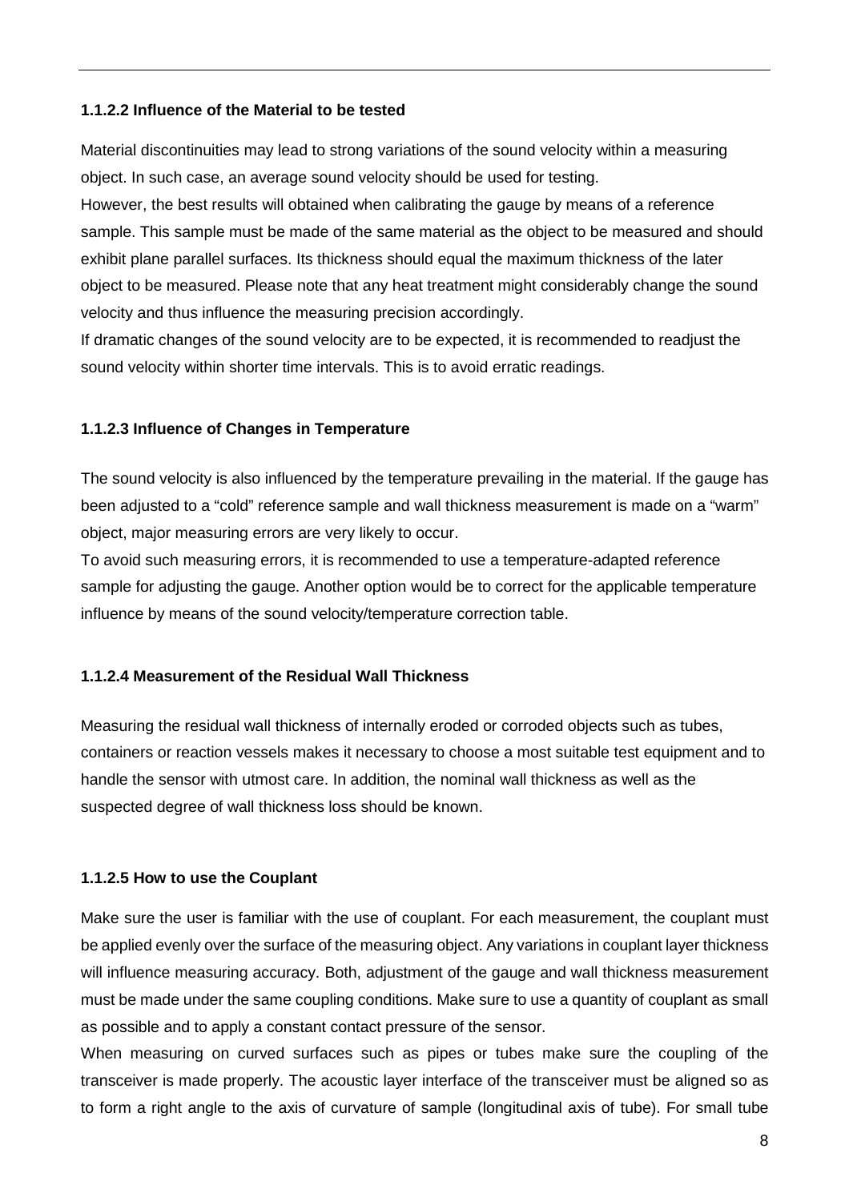#### 1.1.2.2 Influence of the Material to be tested

Material discontinuities may lead to strong variations of the sound velocity within a measuring object. In such case, an average sound velocity should be used for testing.

However, the best results will obtained when calibrating the gauge by means of a reference sample. This sample must be made of the same material as the object to be measured and should exhibit plane parallel surfaces. Its thickness should equal the maximum thickness of the later object to be measured. Please note that any heat treatment might considerably change the sound velocity and thus influence the measuring precision accordingly.

If dramatic changes of the sound velocity are to be expected, it is recommended to readjust the sound velocity within shorter time intervals. This is to avoid erratic readings.

#### 1.1.2.3 Influence of Changes in Temperature

The sound velocity is also influenced by the temperature prevailing in the material. If the gauge has been adjusted to a "cold" reference sample and wall thickness measurement is made on a "warm" object, major measuring errors are very likely to occur.

To avoid such measuring errors, it is recommended to use a temperature-adapted reference sample for adjusting the gauge. Another option would be to correct for the applicable temperature influence by means of the sound velocity/temperature correction table.

#### 1.1.2.4 Measurement of the Residual Wall Thickness

Measuring the residual wall thickness of internally eroded or corroded objects such as tubes, containers or reaction vessels makes it necessary to choose a most suitable test equipment and to handle the sensor with utmost care. In addition, the nominal wall thickness as well as the suspected degree of wall thickness loss should be known.

#### 1.1.2.5 How to use the Couplant

Make sure the user is familiar with the use of couplant. For each measurement, the couplant must be applied evenly over the surface of the measuring object. Any variations in couplant layer thickness will influence measuring accuracy. Both, adjustment of the gauge and wall thickness measurement must be made under the same coupling conditions. Make sure to use a quantity of couplant as small as possible and to apply a constant contact pressure of the sensor.

When measuring on curved surfaces such as pipes or tubes make sure the coupling of the transceiver is made properly. The acoustic layer interface of the transceiver must be aligned so as to form a right angle to the axis of curvature of sample (longitudinal axis of tube). For small tube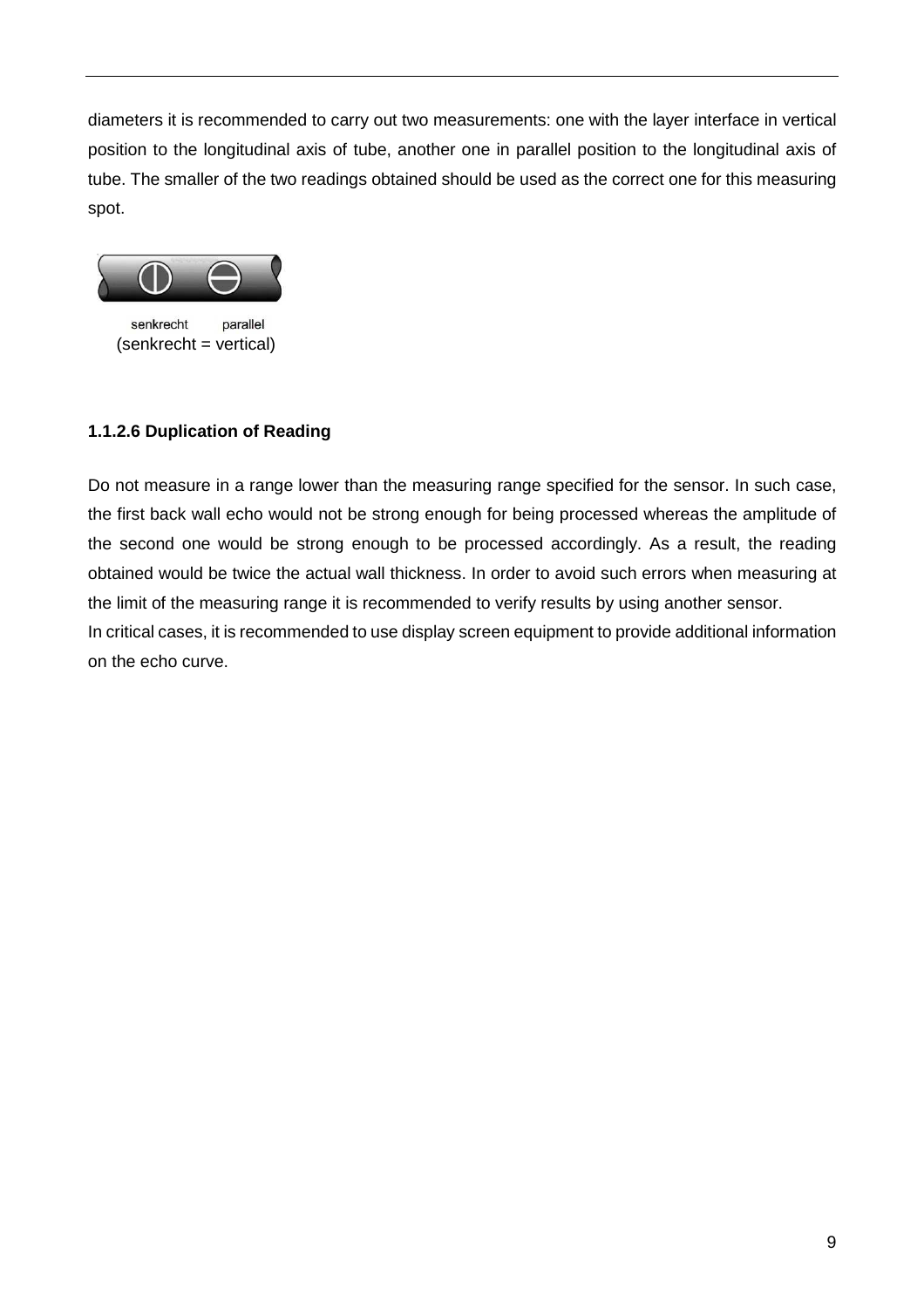diameters it is recommended to carry out two measurements: one with the layer interface in vertical position to the longitudinal axis of tube, another one in parallel position to the longitudinal axis of tube. The smaller of the two readings obtained should be used as the correct one for this measuring spot.

senkrecht parallel

(senkrecht = vertical)

#### 1.1.2.6 Duplication of Reading

Do not measure in a range lower than the measuring range specified for the sensor. In such case, the first back wall echo would not be strong enough for being processed whereas the amplitude of the second one would be strong enough to be processed accordingly. As a result, the reading obtained would be twice the actual wall thickness. In order to avoid such errors when measuring at the limit of the measuring range it is recommended to verify results by using another sensor.
In critical cases, it is recommended to use display screen equipment to provide additional information on the echo curve.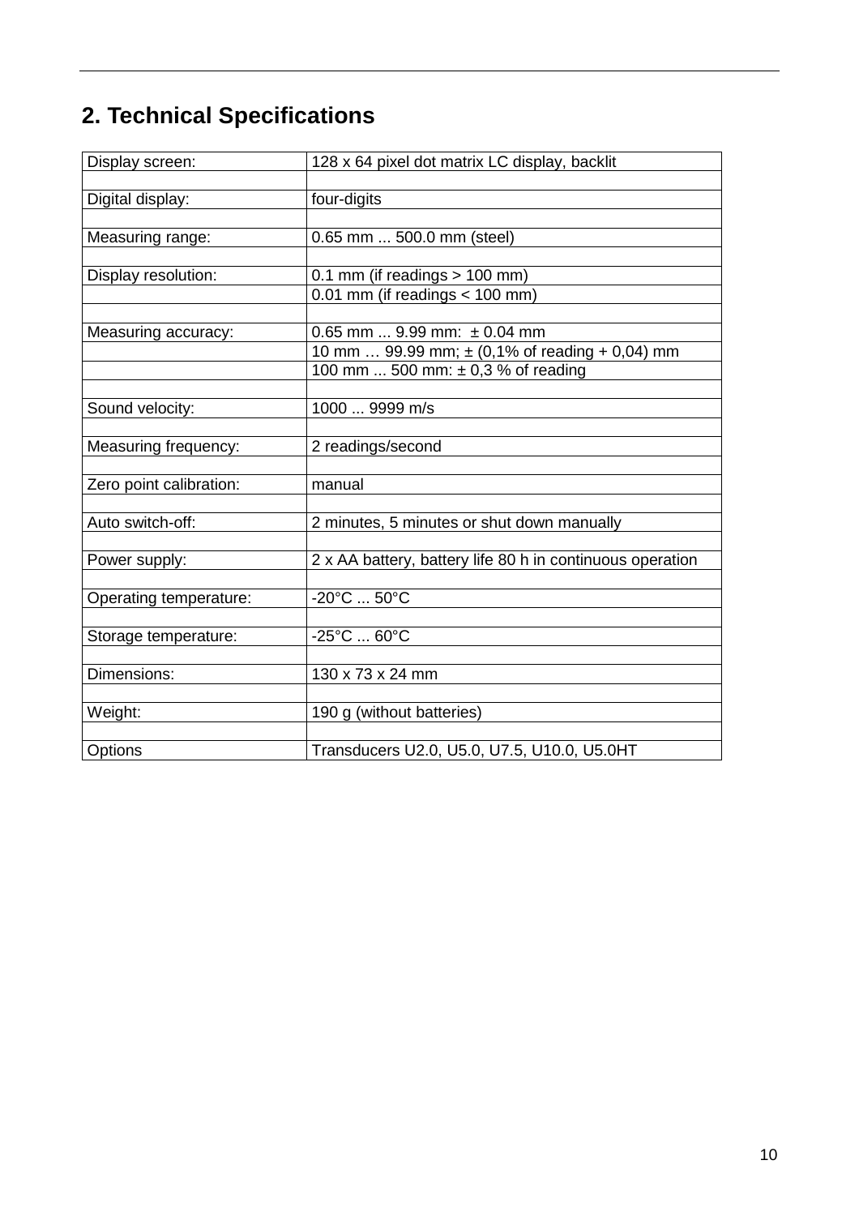## 2. Technical Specifications

| | |
|---|---|
| Display screen: | 128 x 64 pixel dot matrix LC display, backlit |
| | |
| Digital display: | four-digits |
| | |
| Measuring range: | 0.65 mm ... 500.0 mm (steel) |
| | |
| Display resolution: | 0.1 mm (if readings > 100 mm) |
| | 0.01 mm (if readings < 100 mm) |
| | |
| Measuring accuracy: | 0.65 mm ... 9.99 mm: ± 0.04 mm |
| | 10 mm … 99.99 mm; ± (0,1% of reading + 0,04) mm |
| | 100 mm ... 500 mm: ± 0,3 % of reading |
| | |
| Sound velocity: | 1000 ... 9999 m/s |
| | |
| Measuring frequency: | 2 readings/second |
| | |
| Zero point calibration: | manual |
| | |
| Auto switch-off: | 2 minutes, 5 minutes or shut down manually |
| | |
| Power supply: | 2 x AA battery, battery life 80 h in continuous operation |
| | |
| Operating temperature: | -20°C ... 50°C |
| | |
| Storage temperature: | -25°C ... 60°C |
| | |
| Dimensions: | 130 x 73 x 24 mm |
| | |
| Weight: | 190 g (without batteries) |
| | |
| Options | Transducers U2.0, U5.0, U7.5, U10.0, U5.0HT |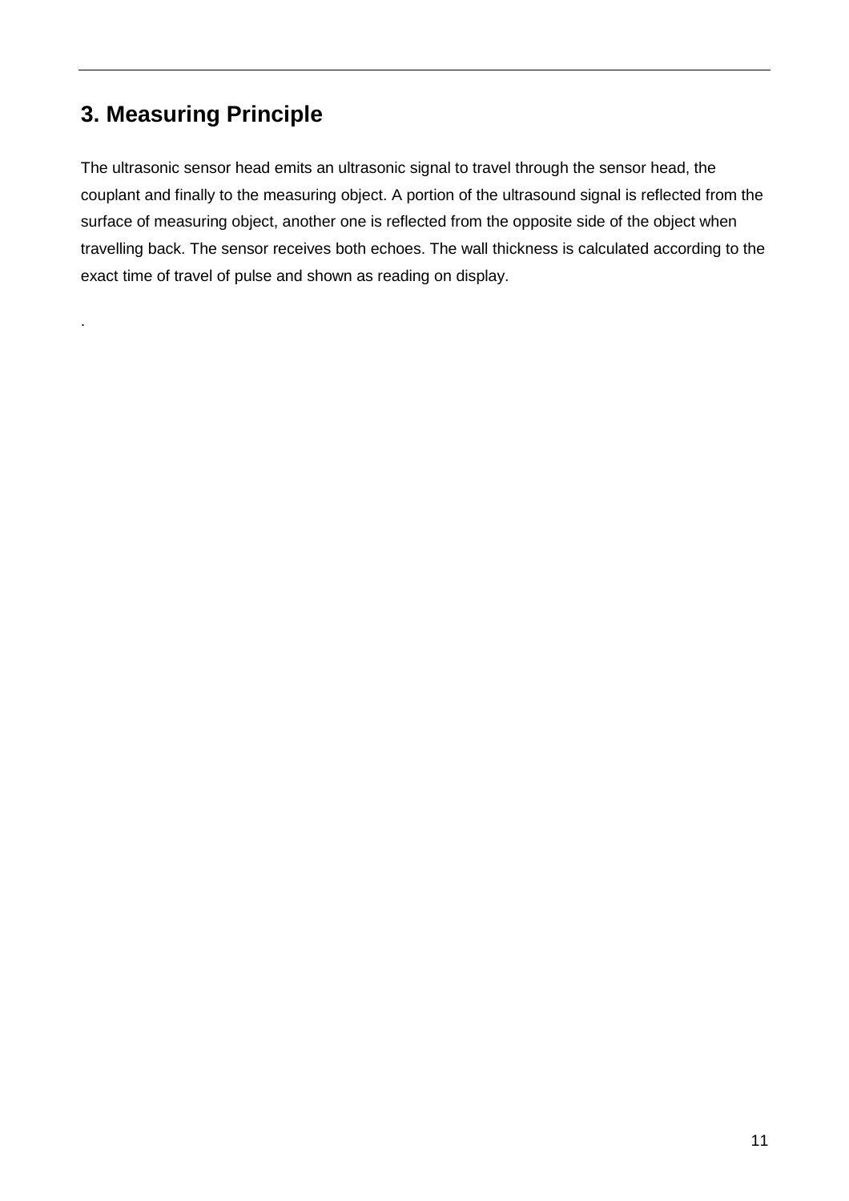## 3. Measuring Principle

The ultrasonic sensor head emits an ultrasonic signal to travel through the sensor head, the couplant and finally to the measuring object. A portion of the ultrasound signal is reflected from the surface of measuring object, another one is reflected from the opposite side of the object when travelling back. The sensor receives both echoes. The wall thickness is calculated according to the exact time of travel of pulse and shown as reading on display.

.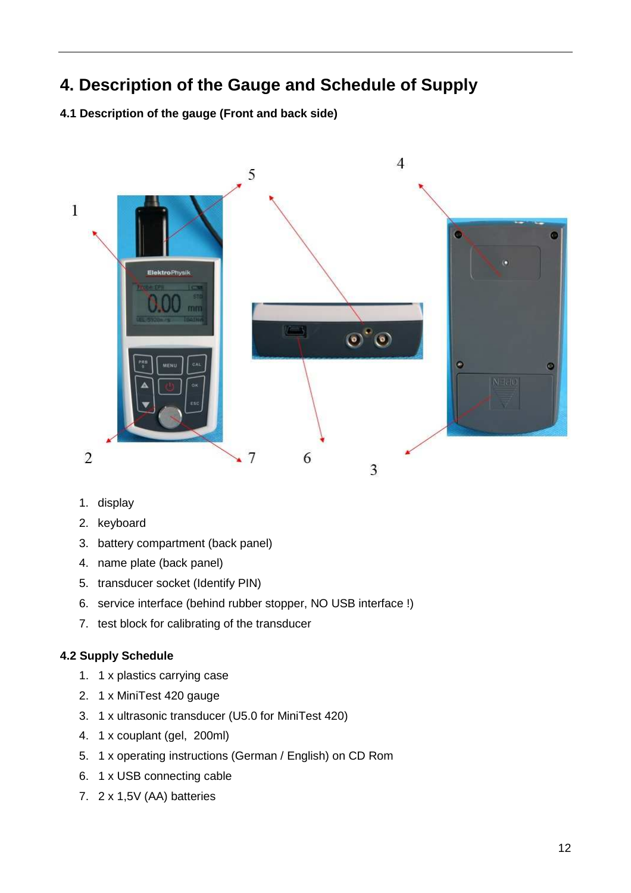# 4. Description of the Gauge and Schedule of Supply

## 4.1 Description of the gauge (Front and back side)

1. display
2. keyboard
3. battery compartment (back panel)
4. name plate (back panel)
5. transducer socket (Identify PIN)
6. service interface (behind rubber stopper, NO USB interface !)
7. test block for calibrating of the transducer

## 4.2 Supply Schedule

1. 1 x plastics carrying case
2. 1 x MiniTest 420 gauge
3. 1 x ultrasonic transducer (U5.0 for MiniTest 420)
4. 1 x couplant (gel, 200ml)
5. 1 x operating instructions (German / English) on CD Rom
6. 1 x USB connecting cable
7. 2 x 1,5V (AA) batteries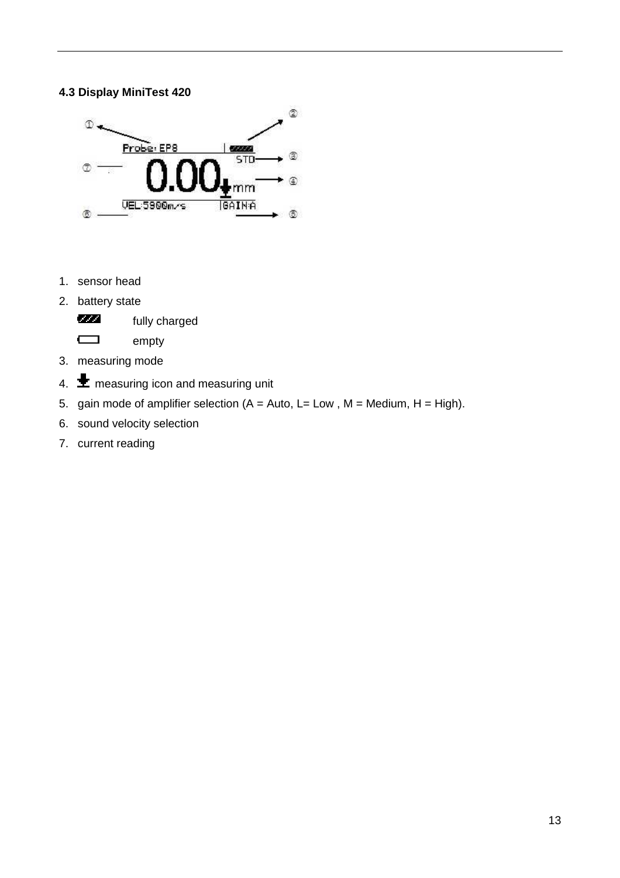### 4.3 Display MiniTest 420

1. sensor head
2. battery state

   fully charged

   empty
3. measuring mode
4. measuring icon and measuring unit
5. gain mode of amplifier selection (A = Auto, L= Low , M = Medium, H = High).
6. sound velocity selection
7. current reading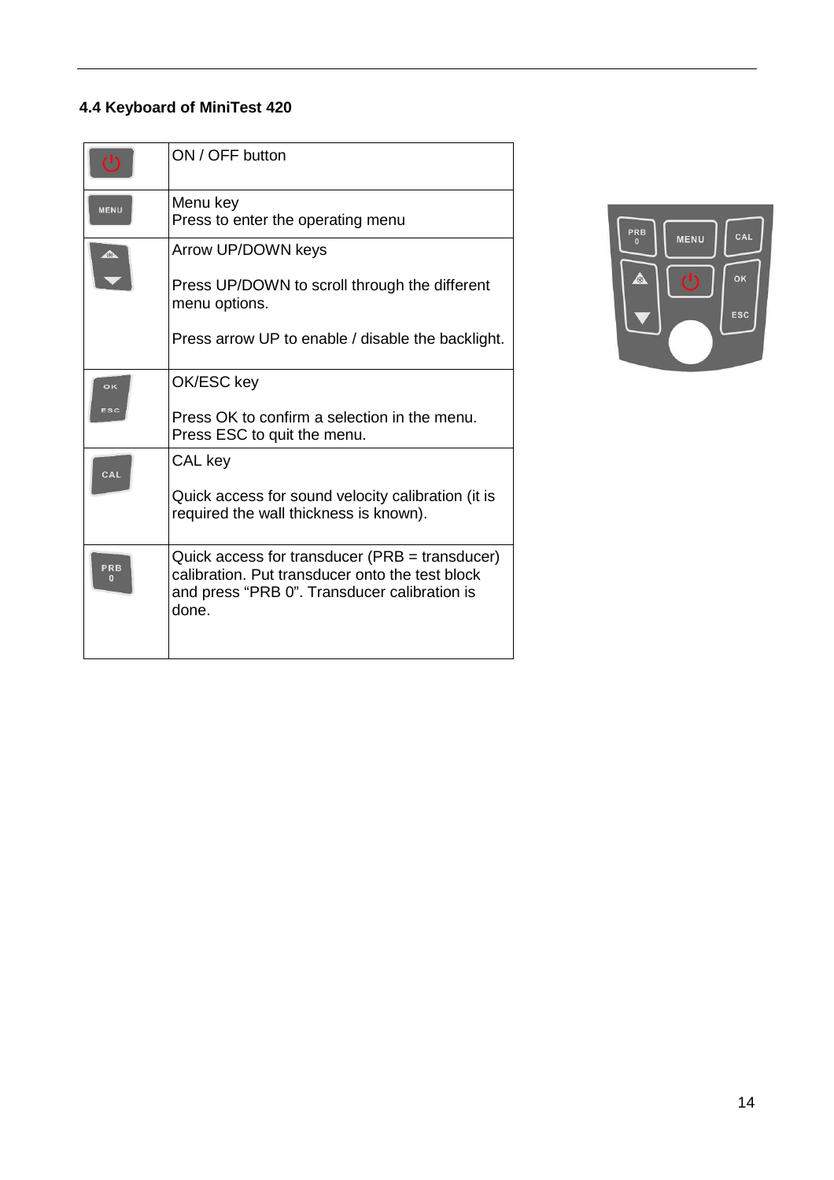### 4.4 Keyboard of MiniTest 420

| | |
|---|---|
| | ON / OFF button |
| MENU | Menu key<br>Press to enter the operating menu |
| | Arrow UP/DOWN keys<br><br>Press UP/DOWN to scroll through the different menu options.<br><br>Press arrow UP to enable / disable the backlight. |
| OK<br>ESC | OK/ESC key<br><br>Press OK to confirm a selection in the menu.<br>Press ESC to quit the menu. |
| CAL | CAL key<br><br>Quick access for sound velocity calibration (it is required the wall thickness is known). |
| PRB<br>0 | Quick access for transducer (PRB = transducer) calibration. Put transducer onto the test block and press “PRB 0”. Transducer calibration is done. |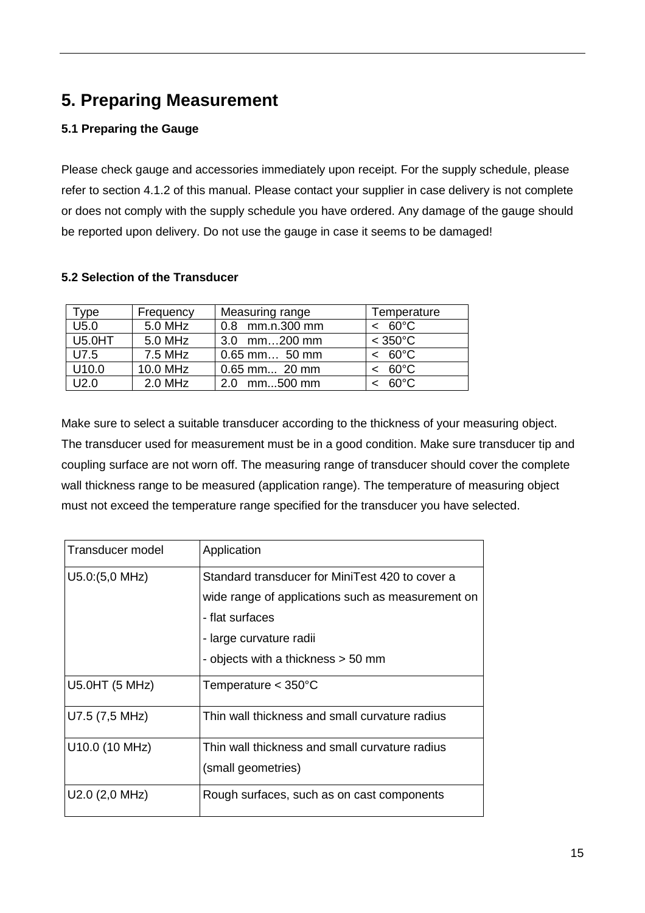# 5. Preparing Measurement

## 5.1 Preparing the Gauge

Please check gauge and accessories immediately upon receipt. For the supply schedule, please refer to section 4.1.2 of this manual. Please contact your supplier in case delivery is not complete or does not comply with the supply schedule you have ordered. Any damage of the gauge should be reported upon delivery. Do not use the gauge in case it seems to be damaged!

## 5.2 Selection of the Transducer

| Type | Frequency | Measuring range | Temperature |
|---|---|---|---|
| U5.0 | 5.0 MHz | 0.8 mm.n.300 mm | < 60°C |
| U5.0HT | 5.0 MHz | 3.0 mm…200 mm | < 350°C |
| U7.5 | 7.5 MHz | 0.65 mm… 50 mm | < 60°C |
| U10.0 | 10.0 MHz | 0.65 mm... 20 mm | < 60°C |
| U2.0 | 2.0 MHz | 2.0 mm...500 mm | < 60°C |

Make sure to select a suitable transducer according to the thickness of your measuring object. The transducer used for measurement must be in a good condition. Make sure transducer tip and coupling surface are not worn off. The measuring range of transducer should cover the complete wall thickness range to be measured (application range). The temperature of measuring object must not exceed the temperature range specified for the transducer you have selected.

| Transducer model | Application |
|---|---|
| U5.0:(5,0 MHz) | Standard transducer for MiniTest 420 to cover a wide range of applications such as measurement on<br>- flat surfaces<br>- large curvature radii<br>- objects with a thickness > 50 mm |
| U5.0HT (5 MHz) | Temperature < 350°C |
| U7.5 (7,5 MHz) | Thin wall thickness and small curvature radius |
| U10.0 (10 MHz) | Thin wall thickness and small curvature radius (small geometries) |
| U2.0 (2,0 MHz) | Rough surfaces, such as on cast components |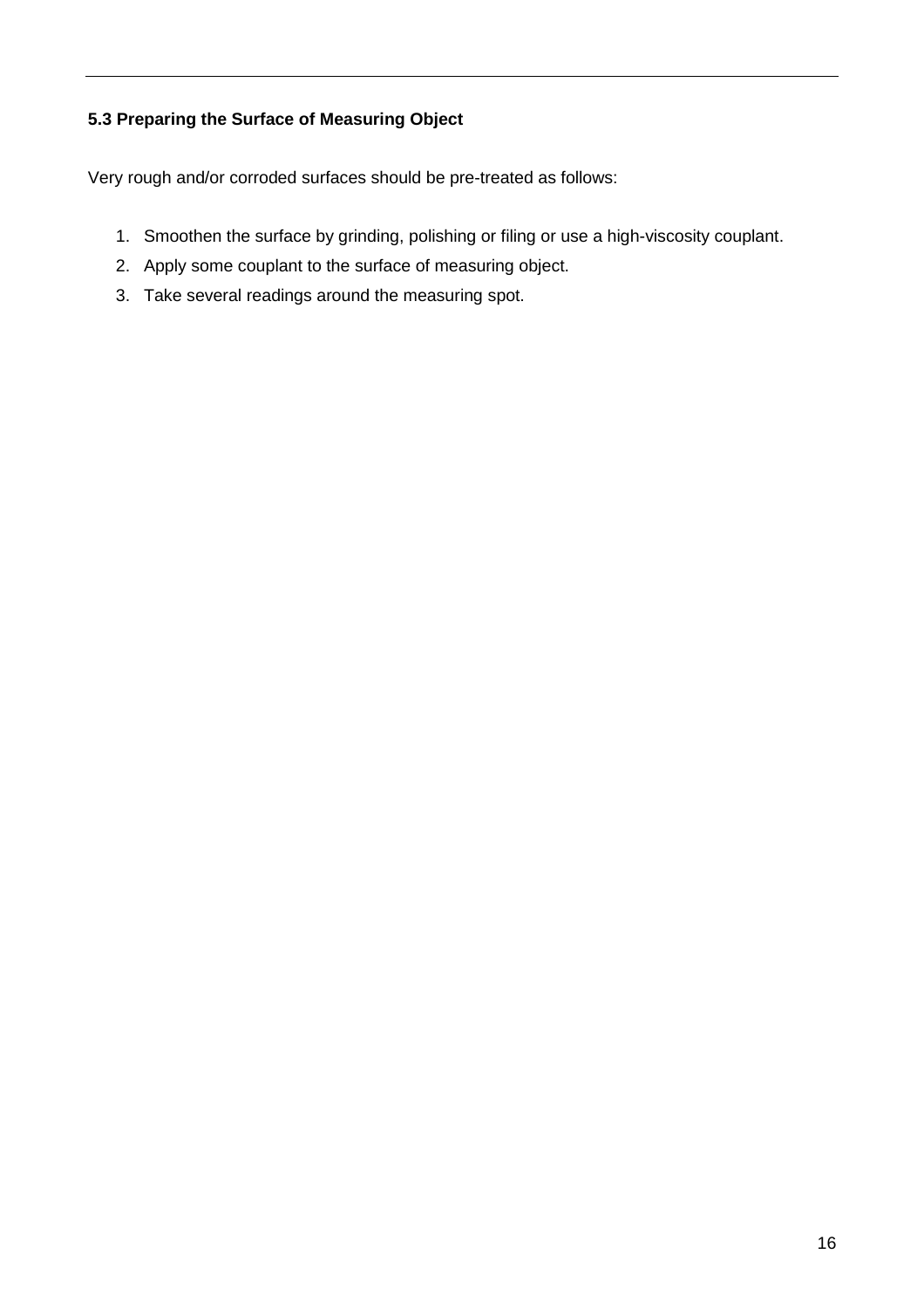### 5.3 Preparing the Surface of Measuring Object

Very rough and/or corroded surfaces should be pre-treated as follows:

1. Smoothen the surface by grinding, polishing or filing or use a high-viscosity couplant.
2. Apply some couplant to the surface of measuring object.
3. Take several readings around the measuring spot.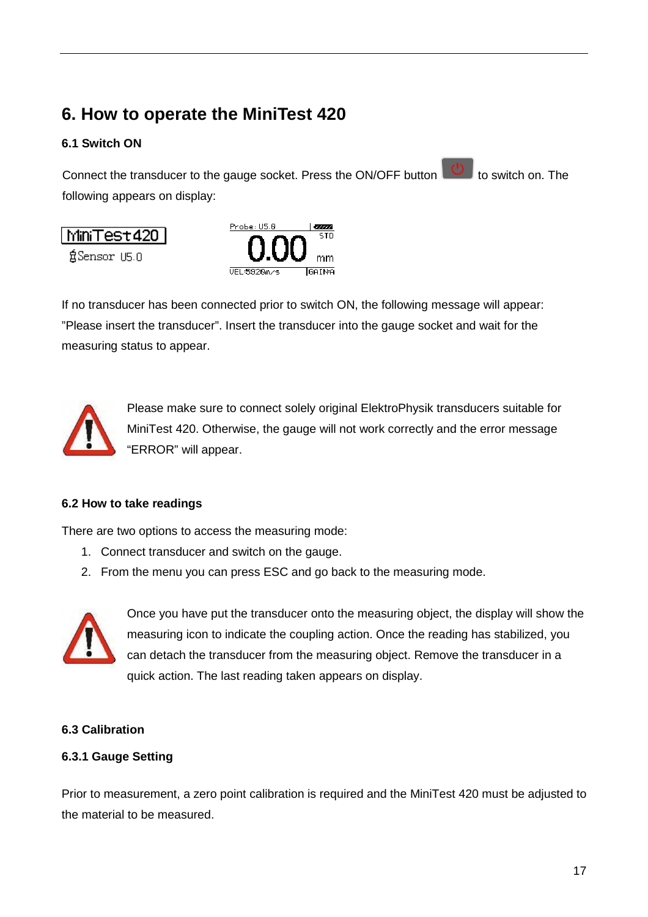# 6. How to operate the MiniTest 420

### 6.1 Switch ON

Connect the transducer to the gauge socket. Press the ON/OFF button to switch on. The following appears on display:

If no transducer has been connected prior to switch ON, the following message will appear: "Please insert the transducer". Insert the transducer into the gauge socket and wait for the measuring status to appear.

Please make sure to connect solely original ElektroPhysik transducers suitable for MiniTest 420. Otherwise, the gauge will not work correctly and the error message "ERROR" will appear.

### 6.2 How to take readings

There are two options to access the measuring mode:

1. Connect transducer and switch on the gauge.
2. From the menu you can press ESC and go back to the measuring mode.

Once you have put the transducer onto the measuring object, the display will show the measuring icon to indicate the coupling action. Once the reading has stabilized, you can detach the transducer from the measuring object. Remove the transducer in a quick action. The last reading taken appears on display.

### 6.3 Calibration

#### 6.3.1 Gauge Setting

Prior to measurement, a zero point calibration is required and the MiniTest 420 must be adjusted to the material to be measured.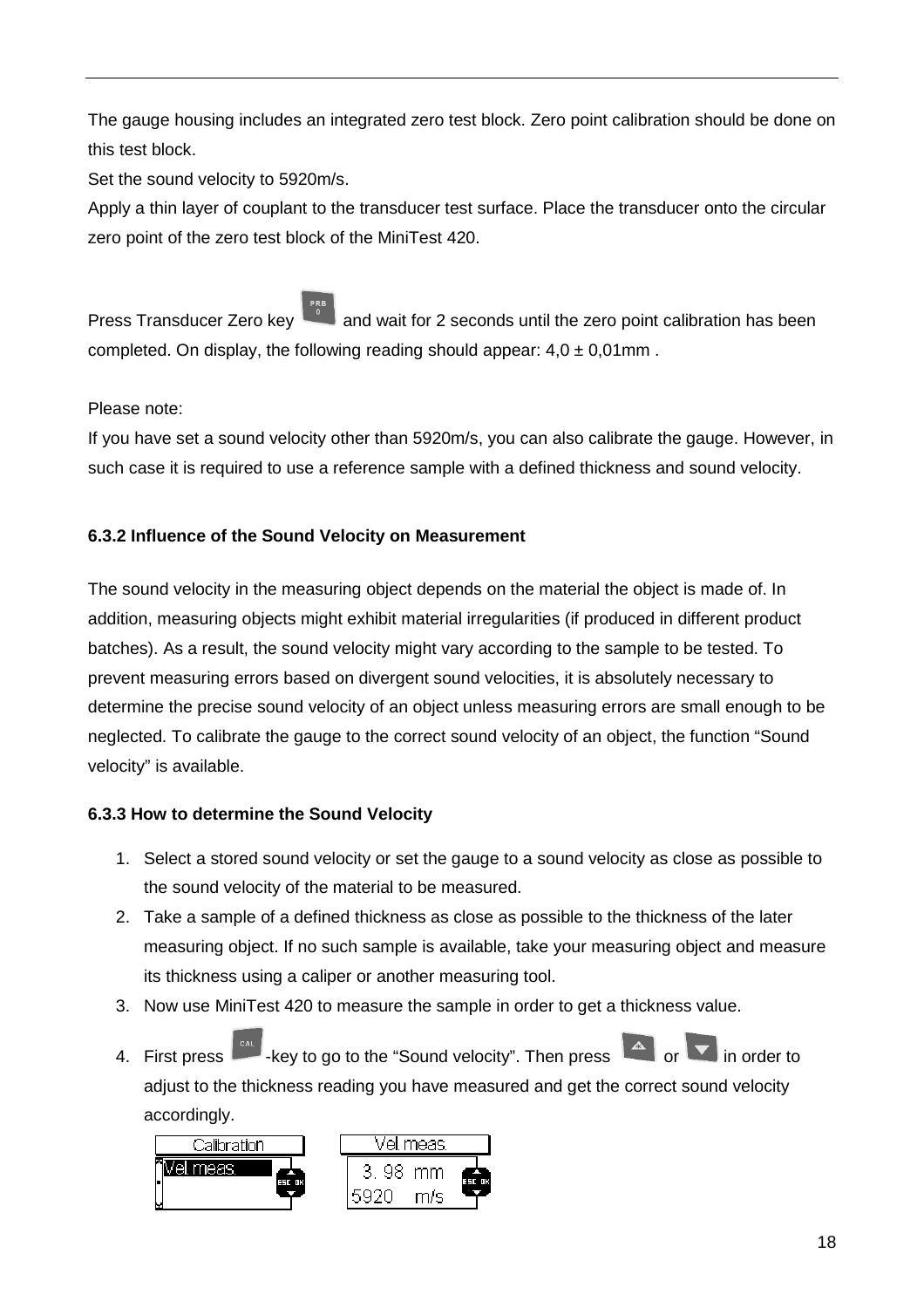The gauge housing includes an integrated zero test block. Zero point calibration should be done on this test block.

Set the sound velocity to 5920m/s.

Apply a thin layer of couplant to the transducer test surface. Place the transducer onto the circular zero point of the zero test block of the MiniTest 420.

Press Transducer Zero key and wait for 2 seconds until the zero point calibration has been completed. On display, the following reading should appear: 4,0 ± 0,01mm .

Please note:

If you have set a sound velocity other than 5920m/s, you can also calibrate the gauge. However, in such case it is required to use a reference sample with a defined thickness and sound velocity.

### 6.3.2 Influence of the Sound Velocity on Measurement

The sound velocity in the measuring object depends on the material the object is made of. In addition, measuring objects might exhibit material irregularities (if produced in different product batches). As a result, the sound velocity might vary according to the sample to be tested. To prevent measuring errors based on divergent sound velocities, it is absolutely necessary to determine the precise sound velocity of an object unless measuring errors are small enough to be neglected. To calibrate the gauge to the correct sound velocity of an object, the function "Sound velocity" is available.

### 6.3.3 How to determine the Sound Velocity

1. Select a stored sound velocity or set the gauge to a sound velocity as close as possible to the sound velocity of the material to be measured.
2. Take a sample of a defined thickness as close as possible to the thickness of the later measuring object. If no such sample is available, take your measuring object and measure its thickness using a caliper or another measuring tool.
3. Now use MiniTest 420 to measure the sample in order to get a thickness value.
4. First press -key to go to the "Sound velocity". Then press or in order to adjust to the thickness reading you have measured and get the correct sound velocity accordingly.

Calibration
Vel.meas.

Vel.meas.
3.98 mm
5920 m/s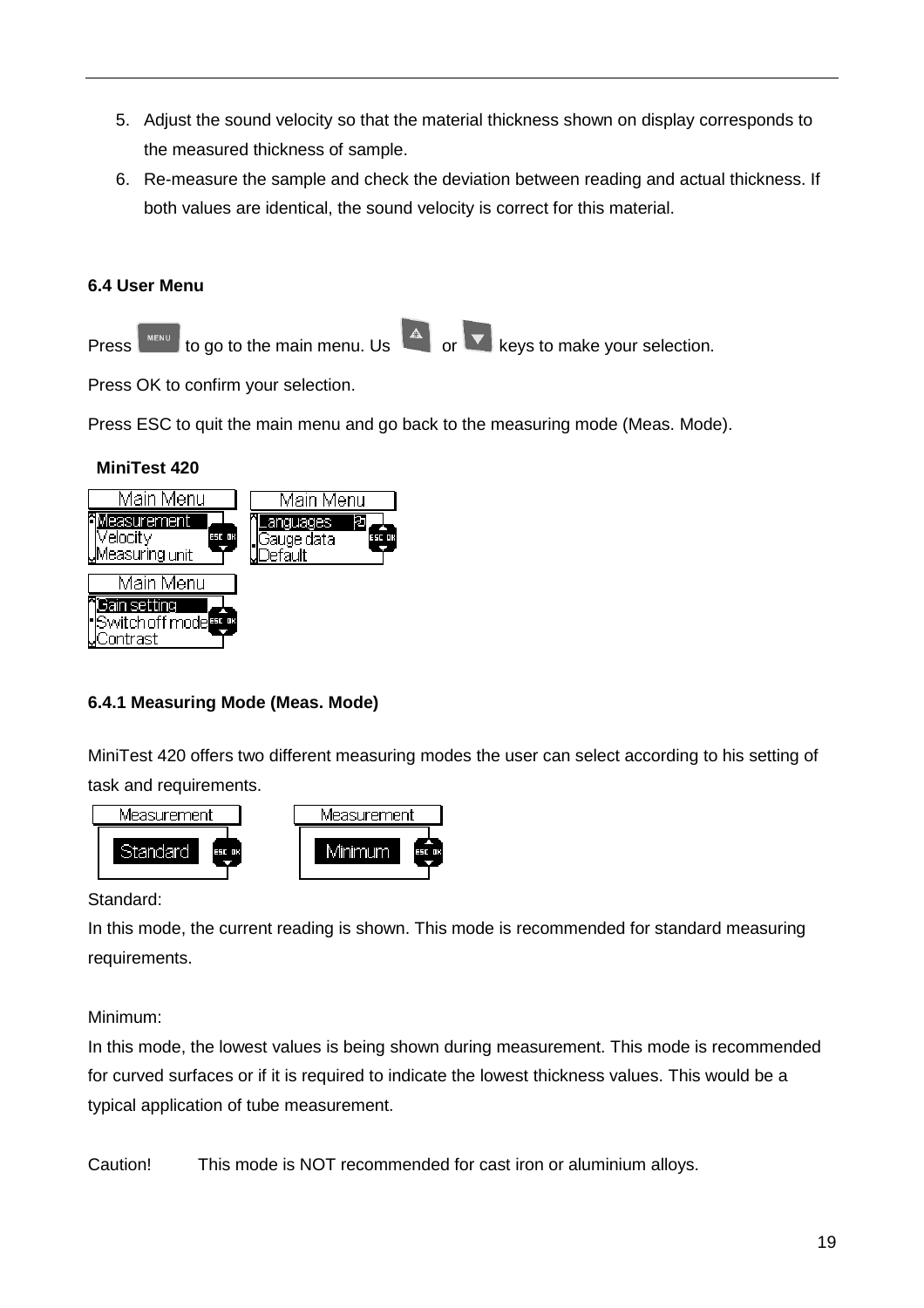5. Adjust the sound velocity so that the material thickness shown on display corresponds to the measured thickness of sample.
6. Re-measure the sample and check the deviation between reading and actual thickness. If both values are identical, the sound velocity is correct for this material.

### 6.4 User Menu

Press MENU to go to the main menu. Us ▲ or ▼ keys to make your selection.

Press OK to confirm your selection.

Press ESC to quit the main menu and go back to the measuring mode (Meas. Mode).

**MiniTest 420**

Main Menu
- Measurement
- Velocity
- Measuring unit

Main Menu
- Languages
- Gauge data
- Default

Main Menu
- Gain setting
- Switch off mode
- Contrast

#### 6.4.1 Measuring Mode (Meas. Mode)

MiniTest 420 offers two different measuring modes the user can select according to his setting of task and requirements.

Measurement: Standard

Measurement: Minimum

Standard:
In this mode, the current reading is shown. This mode is recommended for standard measuring requirements.

Minimum:
In this mode, the lowest values is being shown during measurement. This mode is recommended for curved surfaces or if it is required to indicate the lowest thickness values. This would be a typical application of tube measurement.

Caution! This mode is NOT recommended for cast iron or aluminium alloys.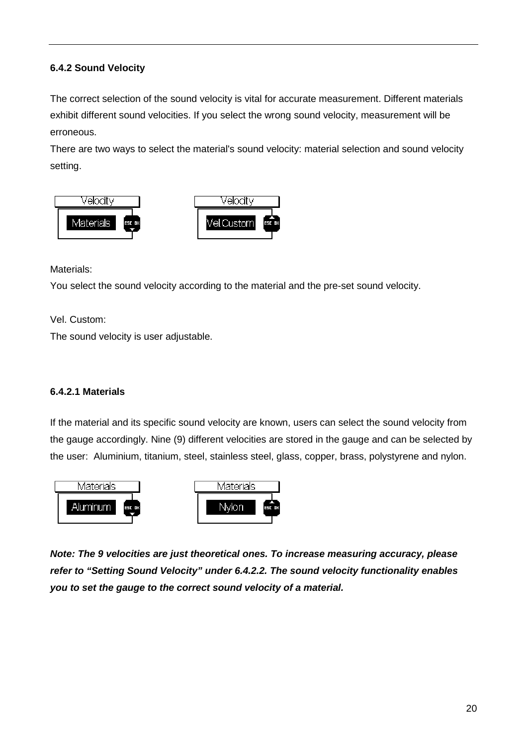### 6.4.2 Sound Velocity

The correct selection of the sound velocity is vital for accurate measurement. Different materials exhibit different sound velocities. If you select the wrong sound velocity, measurement will be erroneous.

There are two ways to select the material's sound velocity: material selection and sound velocity setting.

Materials:

You select the sound velocity according to the material and the pre-set sound velocity.

Vel. Custom:

The sound velocity is user adjustable.

#### 6.4.2.1 Materials

If the material and its specific sound velocity are known, users can select the sound velocity from the gauge accordingly. Nine (9) different velocities are stored in the gauge and can be selected by the user:  Aluminium, titanium, steel, stainless steel, glass, copper, brass, polystyrene and nylon.

***Note: The 9 velocities are just theoretical ones. To increase measuring accuracy, please refer to "Setting Sound Velocity" under 6.4.2.2. The sound velocity functionality enables you to set the gauge to the correct sound velocity of a material.***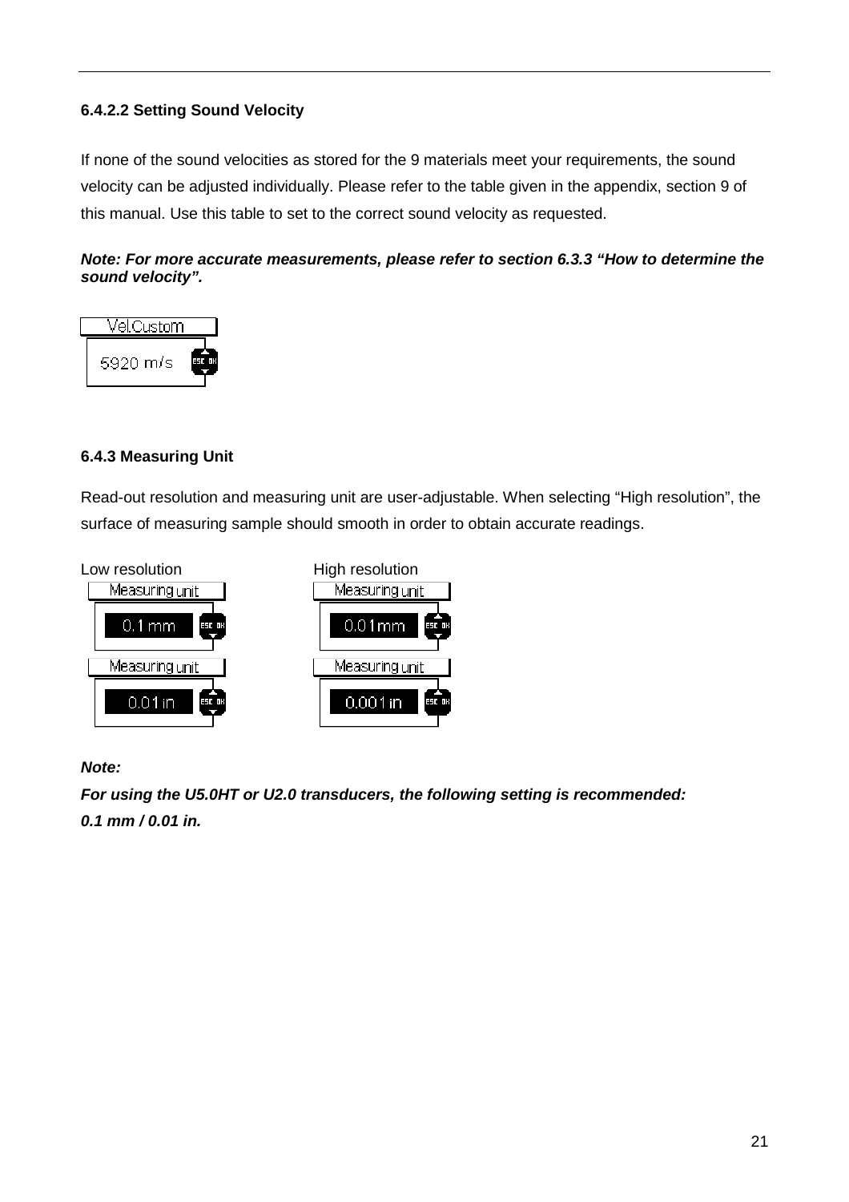#### 6.4.2.2 Setting Sound Velocity

If none of the sound velocities as stored for the 9 materials meet your requirements, the sound velocity can be adjusted individually. Please refer to the table given in the appendix, section 9 of this manual. Use this table to set to the correct sound velocity as requested.

***Note: For more accurate measurements, please refer to section 6.3.3 "How to determine the sound velocity".***

Vel.Custom

5920 m/s

### 6.4.3 Measuring Unit

Read-out resolution and measuring unit are user-adjustable. When selecting "High resolution", the surface of measuring sample should smooth in order to obtain accurate readings.

| Low resolution | High resolution |
|---|---|
| Measuring unit: 0.1 mm | Measuring unit: 0.01mm |
| Measuring unit: 0.01 in | Measuring unit: 0.001 in |

***Note:***

***For using the U5.0HT or U2.0 transducers, the following setting is recommended: 0.1 mm / 0.01 in.***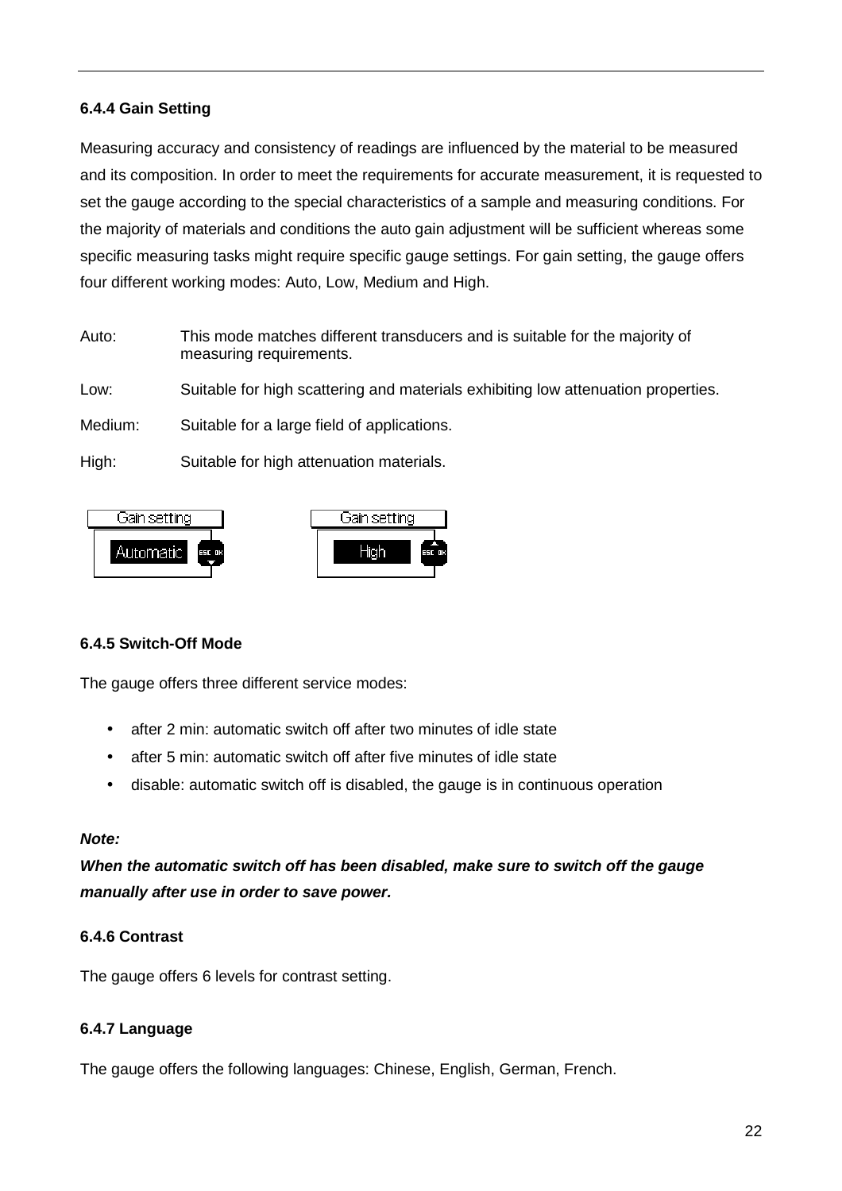### 6.4.4 Gain Setting

Measuring accuracy and consistency of readings are influenced by the material to be measured and its composition. In order to meet the requirements for accurate measurement, it is requested to set the gauge according to the special characteristics of a sample and measuring conditions. For the majority of materials and conditions the auto gain adjustment will be sufficient whereas some specific measuring tasks might require specific gauge settings. For gain setting, the gauge offers four different working modes: Auto, Low, Medium and High.

| | |
|---|---|
| Auto: | This mode matches different transducers and is suitable for the majority of measuring requirements. |
| Low: | Suitable for high scattering and materials exhibiting low attenuation properties. |
| Medium: | Suitable for a large field of applications. |
| High: | Suitable for high attenuation materials. |

Gain setting — Automatic    Gain setting — High

### 6.4.5 Switch-Off Mode

The gauge offers three different service modes:

- after 2 min: automatic switch off after two minutes of idle state
- after 5 min: automatic switch off after five minutes of idle state
- disable: automatic switch off is disabled, the gauge is in continuous operation

***Note:***

***When the automatic switch off has been disabled, make sure to switch off the gauge manually after use in order to save power.***

### 6.4.6 Contrast

The gauge offers 6 levels for contrast setting.

### 6.4.7 Language

The gauge offers the following languages: Chinese, English, German, French.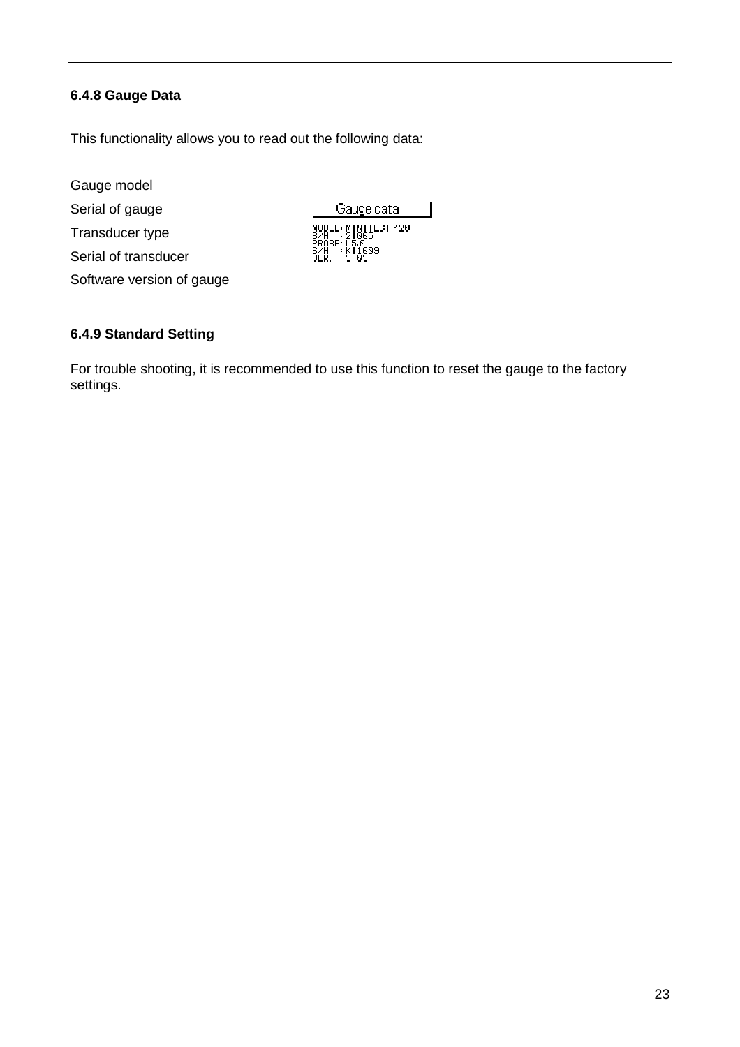### 6.4.8 Gauge Data

This functionality allows you to read out the following data:

Gauge model

Serial of gauge

Transducer type

Serial of transducer

Software version of gauge

```
Gauge data
MODEL: MINITEST 420
S/N  : 21005
PROBE: U5/0
S/N  : KI1009
VER. : 3.03
```

### 6.4.9 Standard Setting

For trouble shooting, it is recommended to use this function to reset the gauge to the factory settings.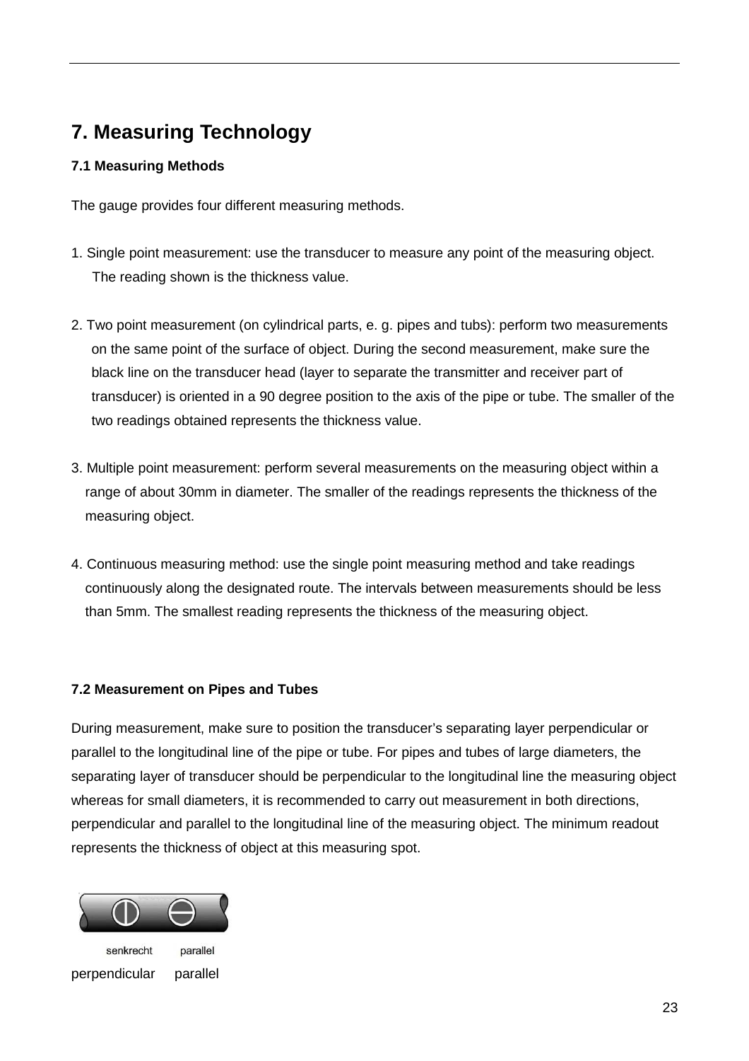# 7. Measuring Technology

### 7.1 Measuring Methods

The gauge provides four different measuring methods.

1. Single point measurement: use the transducer to measure any point of the measuring object. The reading shown is the thickness value.

2. Two point measurement (on cylindrical parts, e. g. pipes and tubs): perform two measurements on the same point of the surface of object. During the second measurement, make sure the black line on the transducer head (layer to separate the transmitter and receiver part of transducer) is oriented in a 90 degree position to the axis of the pipe or tube. The smaller of the two readings obtained represents the thickness value.

3. Multiple point measurement: perform several measurements on the measuring object within a range of about 30mm in diameter. The smaller of the readings represents the thickness of the measuring object.

4. Continuous measuring method: use the single point measuring method and take readings continuously along the designated route. The intervals between measurements should be less than 5mm. The smallest reading represents the thickness of the measuring object.

### 7.2 Measurement on Pipes and Tubes

During measurement, make sure to position the transducer's separating layer perpendicular or parallel to the longitudinal line of the pipe or tube. For pipes and tubes of large diameters, the separating layer of transducer should be perpendicular to the longitudinal line the measuring object whereas for small diameters, it is recommended to carry out measurement in both directions, perpendicular and parallel to the longitudinal line of the measuring object. The minimum readout represents the thickness of object at this measuring spot.

senkrecht parallel

perpendicular parallel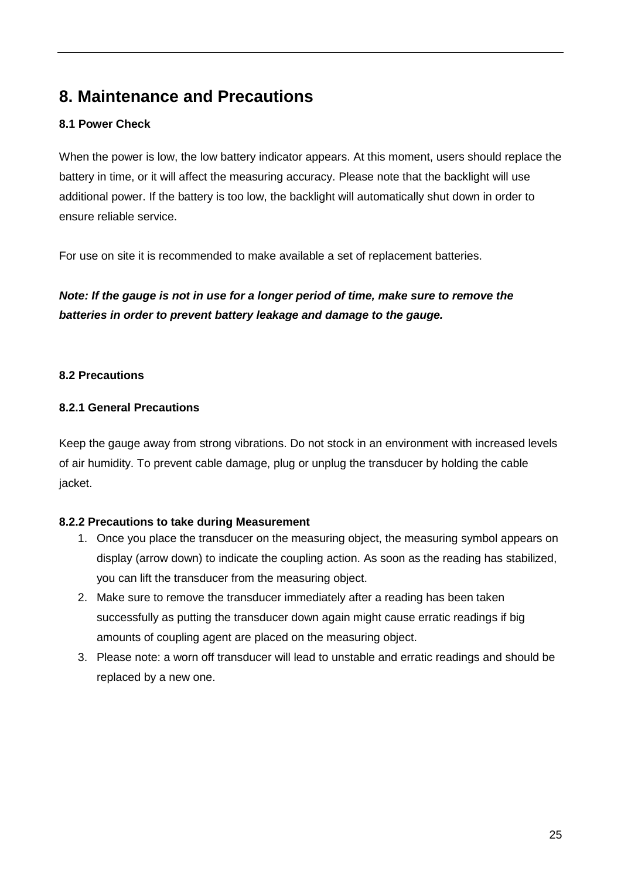# 8. Maintenance and Precautions

### 8.1 Power Check

When the power is low, the low battery indicator appears. At this moment, users should replace the battery in time, or it will affect the measuring accuracy. Please note that the backlight will use additional power. If the battery is too low, the backlight will automatically shut down in order to ensure reliable service.

For use on site it is recommended to make available a set of replacement batteries.

***Note: If the gauge is not in use for a longer period of time, make sure to remove the batteries in order to prevent battery leakage and damage to the gauge.***

### 8.2 Precautions

#### 8.2.1 General Precautions

Keep the gauge away from strong vibrations. Do not stock in an environment with increased levels of air humidity. To prevent cable damage, plug or unplug the transducer by holding the cable jacket.

#### 8.2.2 Precautions to take during Measurement

1. Once you place the transducer on the measuring object, the measuring symbol appears on display (arrow down) to indicate the coupling action. As soon as the reading has stabilized, you can lift the transducer from the measuring object.
2. Make sure to remove the transducer immediately after a reading has been taken successfully as putting the transducer down again might cause erratic readings if big amounts of coupling agent are placed on the measuring object.
3. Please note: a worn off transducer will lead to unstable and erratic readings and should be replaced by a new one.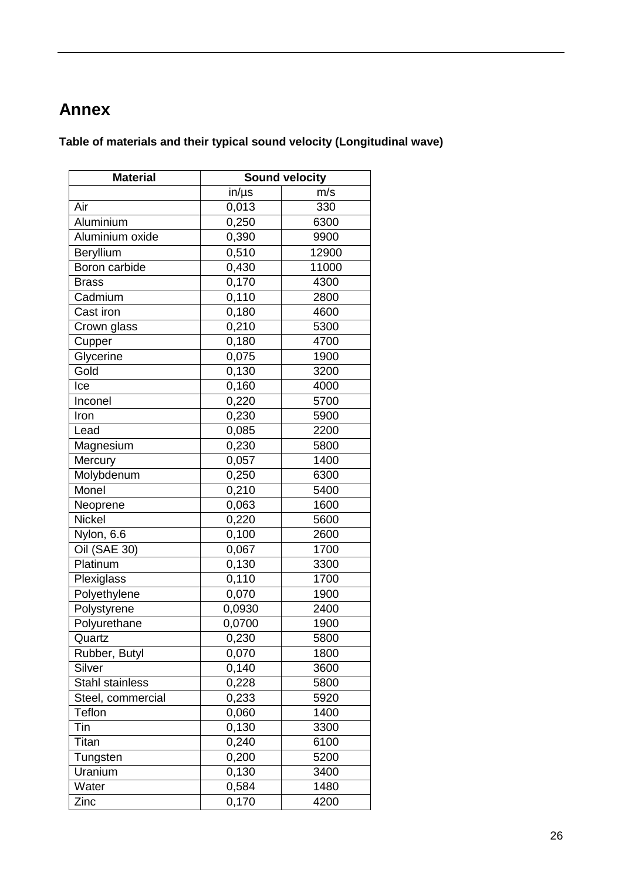# Annex

**Table of materials and their typical sound velocity (Longitudinal wave)**

| Material | Sound velocity | |
|---|---|---|
| | in/µs | m/s |
| Air | 0,013 | 330 |
| Aluminium | 0,250 | 6300 |
| Aluminium oxide | 0,390 | 9900 |
| Beryllium | 0,510 | 12900 |
| Boron carbide | 0,430 | 11000 |
| Brass | 0,170 | 4300 |
| Cadmium | 0,110 | 2800 |
| Cast iron | 0,180 | 4600 |
| Crown glass | 0,210 | 5300 |
| Cupper | 0,180 | 4700 |
| Glycerine | 0,075 | 1900 |
| Gold | 0,130 | 3200 |
| Ice | 0,160 | 4000 |
| Inconel | 0,220 | 5700 |
| Iron | 0,230 | 5900 |
| Lead | 0,085 | 2200 |
| Magnesium | 0,230 | 5800 |
| Mercury | 0,057 | 1400 |
| Molybdenum | 0,250 | 6300 |
| Monel | 0,210 | 5400 |
| Neoprene | 0,063 | 1600 |
| Nickel | 0,220 | 5600 |
| Nylon, 6.6 | 0,100 | 2600 |
| Oil (SAE 30) | 0,067 | 1700 |
| Platinum | 0,130 | 3300 |
| Plexiglass | 0,110 | 1700 |
| Polyethylene | 0,070 | 1900 |
| Polystyrene | 0,0930 | 2400 |
| Polyurethane | 0,0700 | 1900 |
| Quartz | 0,230 | 5800 |
| Rubber, Butyl | 0,070 | 1800 |
| Silver | 0,140 | 3600 |
| Stahl stainless | 0,228 | 5800 |
| Steel, commercial | 0,233 | 5920 |
| Teflon | 0,060 | 1400 |
| Tin | 0,130 | 3300 |
| Titan | 0,240 | 6100 |
| Tungsten | 0,200 | 5200 |
| Uranium | 0,130 | 3400 |
| Water | 0,584 | 1480 |
| Zinc | 0,170 | 4200 |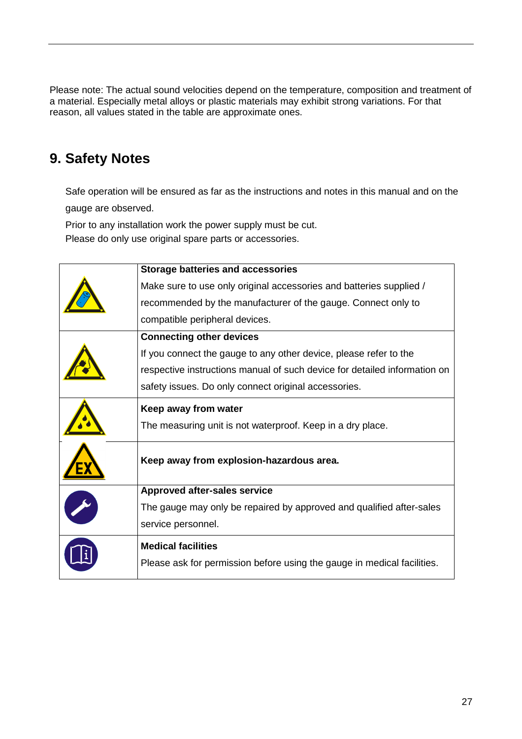Please note: The actual sound velocities depend on the temperature, composition and treatment of a material. Especially metal alloys or plastic materials may exhibit strong variations. For that reason, all values stated in the table are approximate ones.

# 9. Safety Notes

Safe operation will be ensured as far as the instructions and notes in this manual and on the gauge are observed.

Prior to any installation work the power supply must be cut.

Please do only use original spare parts or accessories.

| | |
|---|---|
| | **Storage batteries and accessories**<br>Make sure to use only original accessories and batteries supplied / recommended by the manufacturer of the gauge. Connect only to compatible peripheral devices. |
| | **Connecting other devices**<br>If you connect the gauge to any other device, please refer to the respective instructions manual of such device for detailed information on safety issues. Do only connect original accessories. |
| | **Keep away from water**<br>The measuring unit is not waterproof. Keep in a dry place. |
| | **Keep away from explosion-hazardous area.** |
| | **Approved after-sales service**<br>The gauge may only be repaired by approved and qualified after-sales service personnel. |
| | **Medical facilities**<br>Please ask for permission before using the gauge in medical facilities. |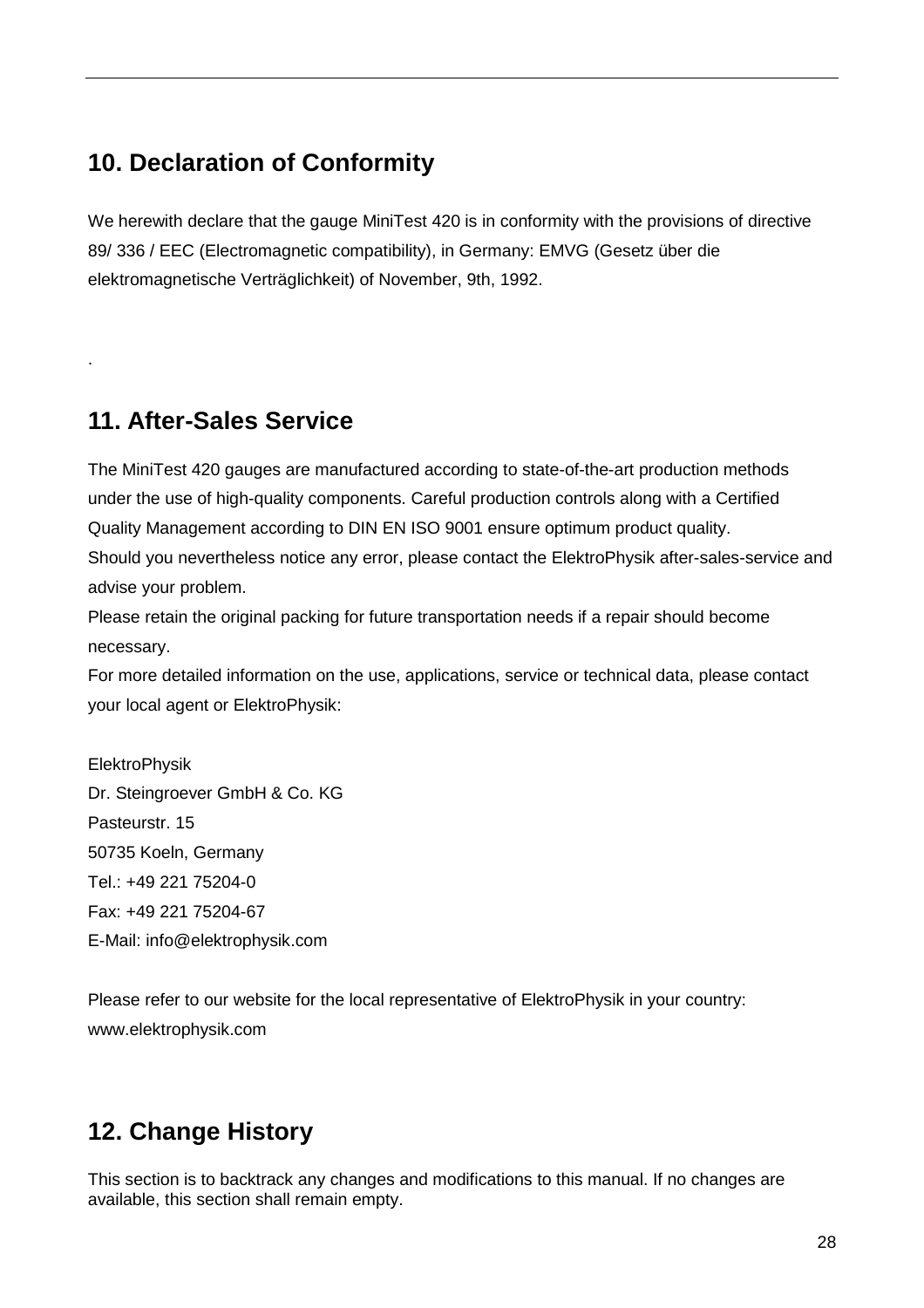## 10. Declaration of Conformity

We herewith declare that the gauge MiniTest 420 is in conformity with the provisions of directive 89/ 336 / EEC (Electromagnetic compatibility), in Germany: EMVG (Gesetz über die elektromagnetische Verträglichkeit) of November, 9th, 1992.

.

## 11. After-Sales Service

The MiniTest 420 gauges are manufactured according to state-of-the-art production methods under the use of high-quality components. Careful production controls along with a Certified Quality Management according to DIN EN ISO 9001 ensure optimum product quality.
Should you nevertheless notice any error, please contact the ElektroPhysik after-sales-service and advise your problem.
Please retain the original packing for future transportation needs if a repair should become necessary.
For more detailed information on the use, applications, service or technical data, please contact your local agent or ElektroPhysik:

ElektroPhysik
Dr. Steingroever GmbH & Co. KG
Pasteurstr. 15
50735 Koeln, Germany
Tel.: +49 221 75204-0
Fax: +49 221 75204-67
E-Mail: info@elektrophysik.com

Please refer to our website for the local representative of ElektroPhysik in your country:
www.elektrophysik.com

## 12. Change History

This section is to backtrack any changes and modifications to this manual. If no changes are available, this section shall remain empty.